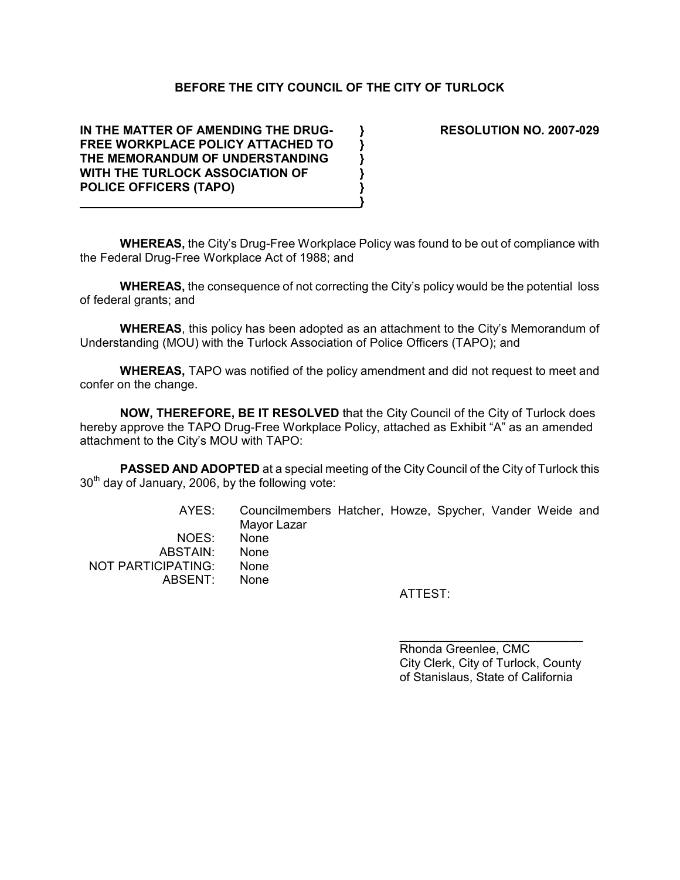## BEFORE THE CITY COUNCIL OF THE CITY OF TURLOCK

**IN THE MATTER OF AMENDING THE DRUG-FREE WORKPLACE POLICY ATTACHED TO THE MEMORANDUM OF UNDERSTANDING WITH THE TURLOCK ASSOCIATION OF POLICE OFFICERS (TAPO)** }

**RESOLUTION NO. 2007-029**

**WHEREAS,** the City's Drug-Free Workplace Policy was found to be out of compliance with the Federal Drug-Free Workplace Act of 1988; and

**WHEREAS,** the consequence of not correcting the City's policy would be the potential loss of federal grants; and

**WHEREAS**, this policy has been adopted as an attachment to the City's Memorandum of Understanding (MOU) with the Turlock Association of Police Officers (TAPO); and

**WHEREAS,** TAPO was notified of the policy amendment and did not request to meet and confer on the change.

**NOW, THEREFORE, BE IT RESOLVED** that the City Council of the City of Turlock does hereby approve the TAPO Drug-Free Workplace Policy, attached as Exhibit "A" as an amended attachment to the City's MOU with TAPO:

**PASSED AND ADOPTED** at a special meeting of the City Council of the City of Turlock this 30th day of January, 2006, by the following vote:

| | |
|---|---|
| AYES: | Councilmembers Hatcher, Howze, Spycher, Vander Weide and Mayor Lazar |
| NOES: | None |
| ABSTAIN: | None |
| NOT PARTICIPATING: | None |
| ABSENT: | None |

ATTEST:

\_\_\_\_\_\_\_\_\_\_\_\_\_\_\_\_\_\_\_\_\_\_\_\_\_\_\_\_

Rhonda Greenlee, CMC
City Clerk, City of Turlock, County of Stanislaus, State of California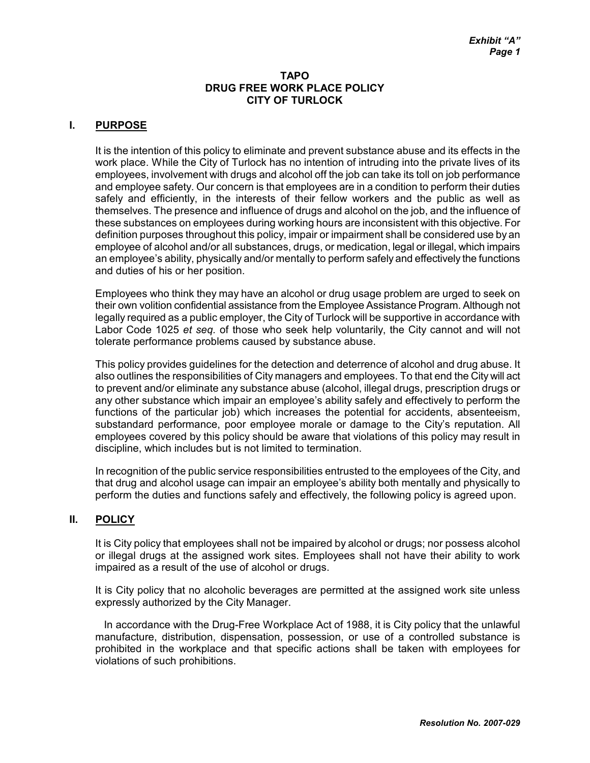**TAPO**
**DRUG FREE WORK PLACE POLICY**
**CITY OF TURLOCK**

## I. PURPOSE

It is the intention of this policy to eliminate and prevent substance abuse and its effects in the work place. While the City of Turlock has no intention of intruding into the private lives of its employees, involvement with drugs and alcohol off the job can take its toll on job performance and employee safety. Our concern is that employees are in a condition to perform their duties safely and efficiently, in the interests of their fellow workers and the public as well as themselves. The presence and influence of drugs and alcohol on the job, and the influence of these substances on employees during working hours are inconsistent with this objective. For definition purposes throughout this policy, impair or impairment shall be considered use by an employee of alcohol and/or all substances, drugs, or medication, legal or illegal, which impairs an employee's ability, physically and/or mentally to perform safely and effectively the functions and duties of his or her position.

Employees who think they may have an alcohol or drug usage problem are urged to seek on their own volition confidential assistance from the Employee Assistance Program. Although not legally required as a public employer, the City of Turlock will be supportive in accordance with Labor Code 1025 *et seq.* of those who seek help voluntarily, the City cannot and will not tolerate performance problems caused by substance abuse.

This policy provides guidelines for the detection and deterrence of alcohol and drug abuse. It also outlines the responsibilities of City managers and employees. To that end the City will act to prevent and/or eliminate any substance abuse (alcohol, illegal drugs, prescription drugs or any other substance which impair an employee's ability safely and effectively to perform the functions of the particular job) which increases the potential for accidents, absenteeism, substandard performance, poor employee morale or damage to the City's reputation. All employees covered by this policy should be aware that violations of this policy may result in discipline, which includes but is not limited to termination.

In recognition of the public service responsibilities entrusted to the employees of the City, and that drug and alcohol usage can impair an employee's ability both mentally and physically to perform the duties and functions safely and effectively, the following policy is agreed upon.

## II. POLICY

It is City policy that employees shall not be impaired by alcohol or drugs; nor possess alcohol or illegal drugs at the assigned work sites. Employees shall not have their ability to work impaired as a result of the use of alcohol or drugs.

It is City policy that no alcoholic beverages are permitted at the assigned work site unless expressly authorized by the City Manager.

In accordance with the Drug-Free Workplace Act of 1988, it is City policy that the unlawful manufacture, distribution, dispensation, possession, or use of a controlled substance is prohibited in the workplace and that specific actions shall be taken with employees for violations of such prohibitions.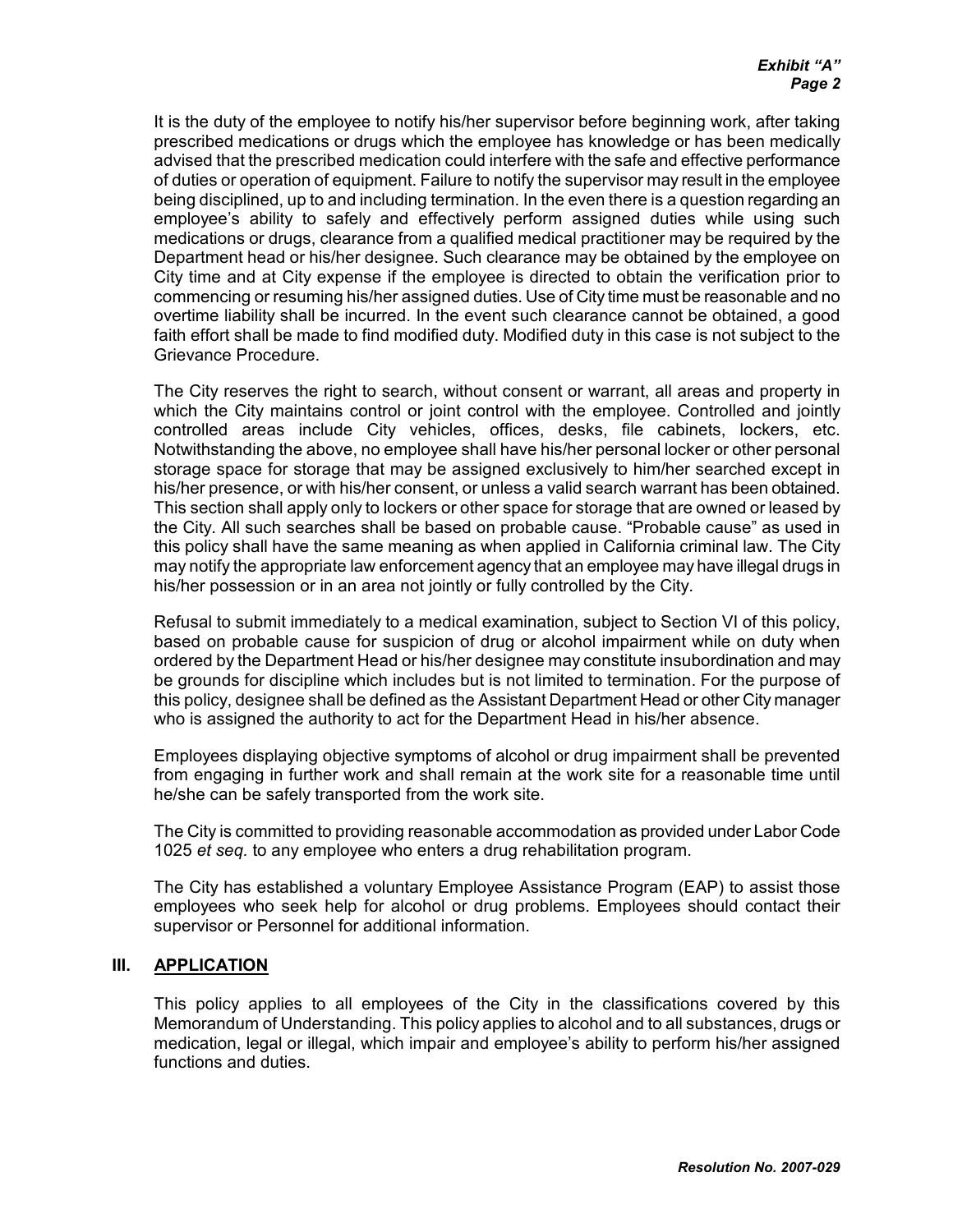It is the duty of the employee to notify his/her supervisor before beginning work, after taking prescribed medications or drugs which the employee has knowledge or has been medically advised that the prescribed medication could interfere with the safe and effective performance of duties or operation of equipment. Failure to notify the supervisor may result in the employee being disciplined, up to and including termination. In the even there is a question regarding an employee's ability to safely and effectively perform assigned duties while using such medications or drugs, clearance from a qualified medical practitioner may be required by the Department head or his/her designee. Such clearance may be obtained by the employee on City time and at City expense if the employee is directed to obtain the verification prior to commencing or resuming his/her assigned duties. Use of City time must be reasonable and no overtime liability shall be incurred. In the event such clearance cannot be obtained, a good faith effort shall be made to find modified duty. Modified duty in this case is not subject to the Grievance Procedure.

The City reserves the right to search, without consent or warrant, all areas and property in which the City maintains control or joint control with the employee. Controlled and jointly controlled areas include City vehicles, offices, desks, file cabinets, lockers, etc. Notwithstanding the above, no employee shall have his/her personal locker or other personal storage space for storage that may be assigned exclusively to him/her searched except in his/her presence, or with his/her consent, or unless a valid search warrant has been obtained. This section shall apply only to lockers or other space for storage that are owned or leased by the City. All such searches shall be based on probable cause. "Probable cause" as used in this policy shall have the same meaning as when applied in California criminal law. The City may notify the appropriate law enforcement agency that an employee may have illegal drugs in his/her possession or in an area not jointly or fully controlled by the City.

Refusal to submit immediately to a medical examination, subject to Section VI of this policy, based on probable cause for suspicion of drug or alcohol impairment while on duty when ordered by the Department Head or his/her designee may constitute insubordination and may be grounds for discipline which includes but is not limited to termination. For the purpose of this policy, designee shall be defined as the Assistant Department Head or other City manager who is assigned the authority to act for the Department Head in his/her absence.

Employees displaying objective symptoms of alcohol or drug impairment shall be prevented from engaging in further work and shall remain at the work site for a reasonable time until he/she can be safely transported from the work site.

The City is committed to providing reasonable accommodation as provided under Labor Code 1025 *et seq.* to any employee who enters a drug rehabilitation program.

The City has established a voluntary Employee Assistance Program (EAP) to assist those employees who seek help for alcohol or drug problems. Employees should contact their supervisor or Personnel for additional information.

## III. APPLICATION

This policy applies to all employees of the City in the classifications covered by this Memorandum of Understanding. This policy applies to alcohol and to all substances, drugs or medication, legal or illegal, which impair and employee's ability to perform his/her assigned functions and duties.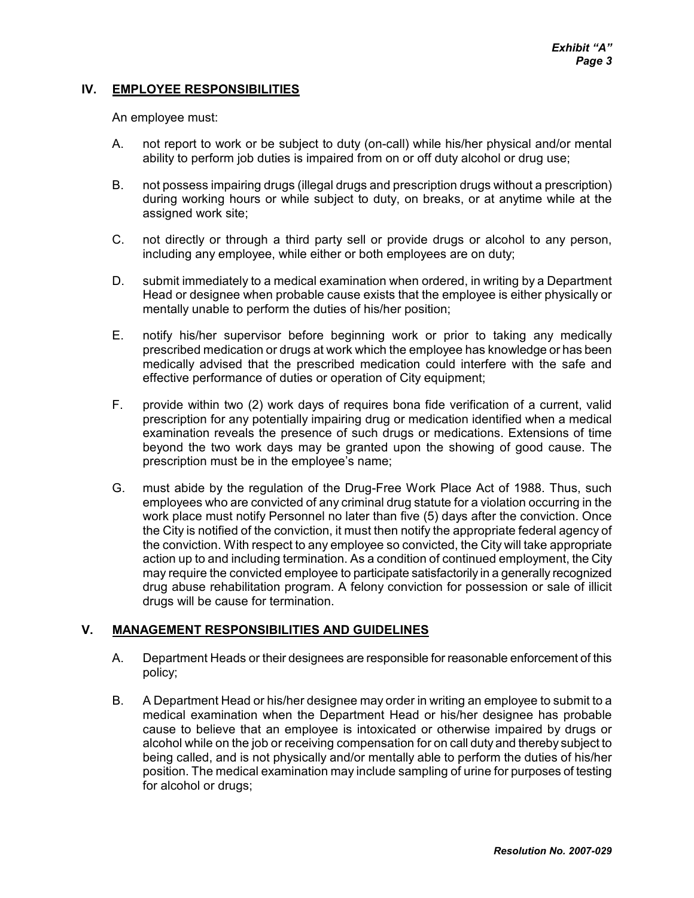## IV. EMPLOYEE RESPONSIBILITIES

An employee must:

A. not report to work or be subject to duty (on-call) while his/her physical and/or mental ability to perform job duties is impaired from on or off duty alcohol or drug use;

B. not possess impairing drugs (illegal drugs and prescription drugs without a prescription) during working hours or while subject to duty, on breaks, or at anytime while at the assigned work site;

C. not directly or through a third party sell or provide drugs or alcohol to any person, including any employee, while either or both employees are on duty;

D. submit immediately to a medical examination when ordered, in writing by a Department Head or designee when probable cause exists that the employee is either physically or mentally unable to perform the duties of his/her position;

E. notify his/her supervisor before beginning work or prior to taking any medically prescribed medication or drugs at work which the employee has knowledge or has been medically advised that the prescribed medication could interfere with the safe and effective performance of duties or operation of City equipment;

F. provide within two (2) work days of requires bona fide verification of a current, valid prescription for any potentially impairing drug or medication identified when a medical examination reveals the presence of such drugs or medications. Extensions of time beyond the two work days may be granted upon the showing of good cause. The prescription must be in the employee's name;

G. must abide by the regulation of the Drug-Free Work Place Act of 1988. Thus, such employees who are convicted of any criminal drug statute for a violation occurring in the work place must notify Personnel no later than five (5) days after the conviction. Once the City is notified of the conviction, it must then notify the appropriate federal agency of the conviction. With respect to any employee so convicted, the City will take appropriate action up to and including termination. As a condition of continued employment, the City may require the convicted employee to participate satisfactorily in a generally recognized drug abuse rehabilitation program. A felony conviction for possession or sale of illicit drugs will be cause for termination.

## V. MANAGEMENT RESPONSIBILITIES AND GUIDELINES

A. Department Heads or their designees are responsible for reasonable enforcement of this policy;

B. A Department Head or his/her designee may order in writing an employee to submit to a medical examination when the Department Head or his/her designee has probable cause to believe that an employee is intoxicated or otherwise impaired by drugs or alcohol while on the job or receiving compensation for on call duty and thereby subject to being called, and is not physically and/or mentally able to perform the duties of his/her position. The medical examination may include sampling of urine for purposes of testing for alcohol or drugs;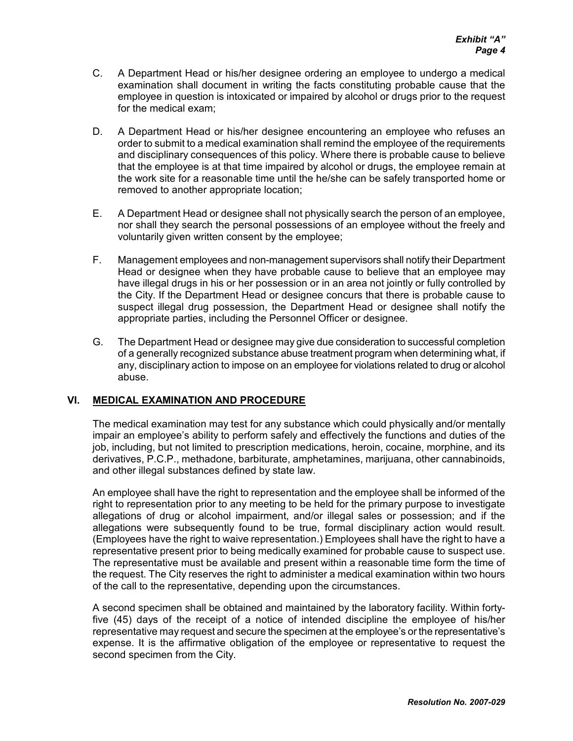C. A Department Head or his/her designee ordering an employee to undergo a medical examination shall document in writing the facts constituting probable cause that the employee in question is intoxicated or impaired by alcohol or drugs prior to the request for the medical exam;

D. A Department Head or his/her designee encountering an employee who refuses an order to submit to a medical examination shall remind the employee of the requirements and disciplinary consequences of this policy. Where there is probable cause to believe that the employee is at that time impaired by alcohol or drugs, the employee remain at the work site for a reasonable time until the he/she can be safely transported home or removed to another appropriate location;

E. A Department Head or designee shall not physically search the person of an employee, nor shall they search the personal possessions of an employee without the freely and voluntarily given written consent by the employee;

F. Management employees and non-management supervisors shall notify their Department Head or designee when they have probable cause to believe that an employee may have illegal drugs in his or her possession or in an area not jointly or fully controlled by the City. If the Department Head or designee concurs that there is probable cause to suspect illegal drug possession, the Department Head or designee shall notify the appropriate parties, including the Personnel Officer or designee.

G. The Department Head or designee may give due consideration to successful completion of a generally recognized substance abuse treatment program when determining what, if any, disciplinary action to impose on an employee for violations related to drug or alcohol abuse.

## VI. MEDICAL EXAMINATION AND PROCEDURE

The medical examination may test for any substance which could physically and/or mentally impair an employee's ability to perform safely and effectively the functions and duties of the job, including, but not limited to prescription medications, heroin, cocaine, morphine, and its derivatives, P.C.P., methadone, barbiturate, amphetamines, marijuana, other cannabinoids, and other illegal substances defined by state law.

An employee shall have the right to representation and the employee shall be informed of the right to representation prior to any meeting to be held for the primary purpose to investigate allegations of drug or alcohol impairment, and/or illegal sales or possession; and if the allegations were subsequently found to be true, formal disciplinary action would result. (Employees have the right to waive representation.) Employees shall have the right to have a representative present prior to being medically examined for probable cause to suspect use. The representative must be available and present within a reasonable time form the time of the request. The City reserves the right to administer a medical examination within two hours of the call to the representative, depending upon the circumstances.

A second specimen shall be obtained and maintained by the laboratory facility. Within forty-five (45) days of the receipt of a notice of intended discipline the employee of his/her representative may request and secure the specimen at the employee's or the representative's expense. It is the affirmative obligation of the employee or representative to request the second specimen from the City.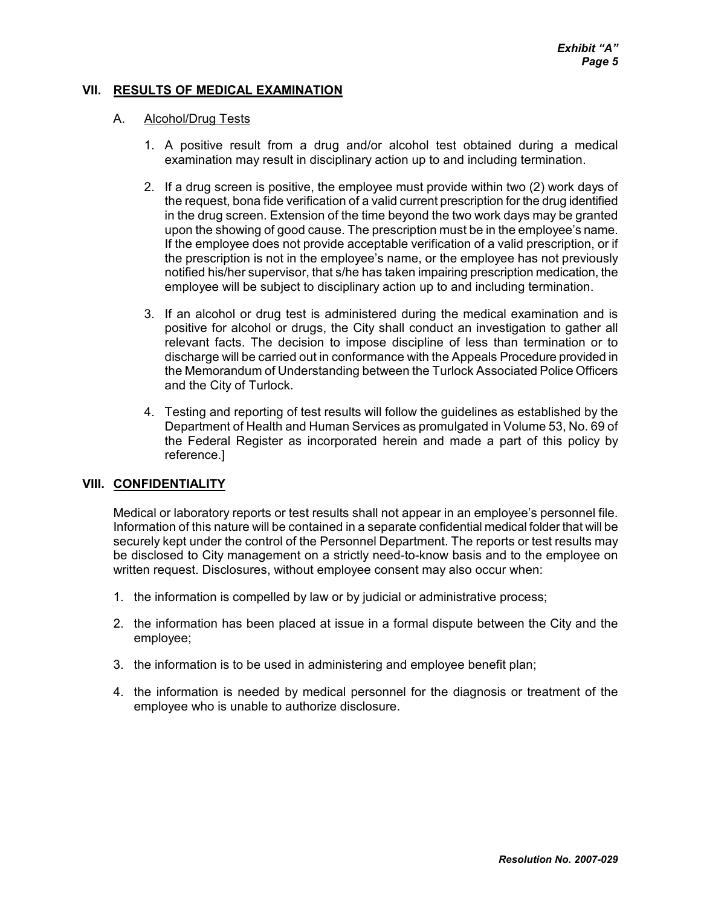## VII. RESULTS OF MEDICAL EXAMINATION

### A. Alcohol/Drug Tests

1. A positive result from a drug and/or alcohol test obtained during a medical examination may result in disciplinary action up to and including termination.

2. If a drug screen is positive, the employee must provide within two (2) work days of the request, bona fide verification of a valid current prescription for the drug identified in the drug screen. Extension of the time beyond the two work days may be granted upon the showing of good cause. The prescription must be in the employee's name. If the employee does not provide acceptable verification of a valid prescription, or if the prescription is not in the employee's name, or the employee has not previously notified his/her supervisor, that s/he has taken impairing prescription medication, the employee will be subject to disciplinary action up to and including termination.

3. If an alcohol or drug test is administered during the medical examination and is positive for alcohol or drugs, the City shall conduct an investigation to gather all relevant facts. The decision to impose discipline of less than termination or to discharge will be carried out in conformance with the Appeals Procedure provided in the Memorandum of Understanding between the Turlock Associated Police Officers and the City of Turlock.

4. Testing and reporting of test results will follow the guidelines as established by the Department of Health and Human Services as promulgated in Volume 53, No. 69 of the Federal Register as incorporated herein and made a part of this policy by reference.]

## VIII. CONFIDENTIALITY

Medical or laboratory reports or test results shall not appear in an employee's personnel file. Information of this nature will be contained in a separate confidential medical folder that will be securely kept under the control of the Personnel Department. The reports or test results may be disclosed to City management on a strictly need-to-know basis and to the employee on written request. Disclosures, without employee consent may also occur when:

1. the information is compelled by law or by judicial or administrative process;

2. the information has been placed at issue in a formal dispute between the City and the employee;

3. the information is to be used in administering and employee benefit plan;

4. the information is needed by medical personnel for the diagnosis or treatment of the employee who is unable to authorize disclosure.